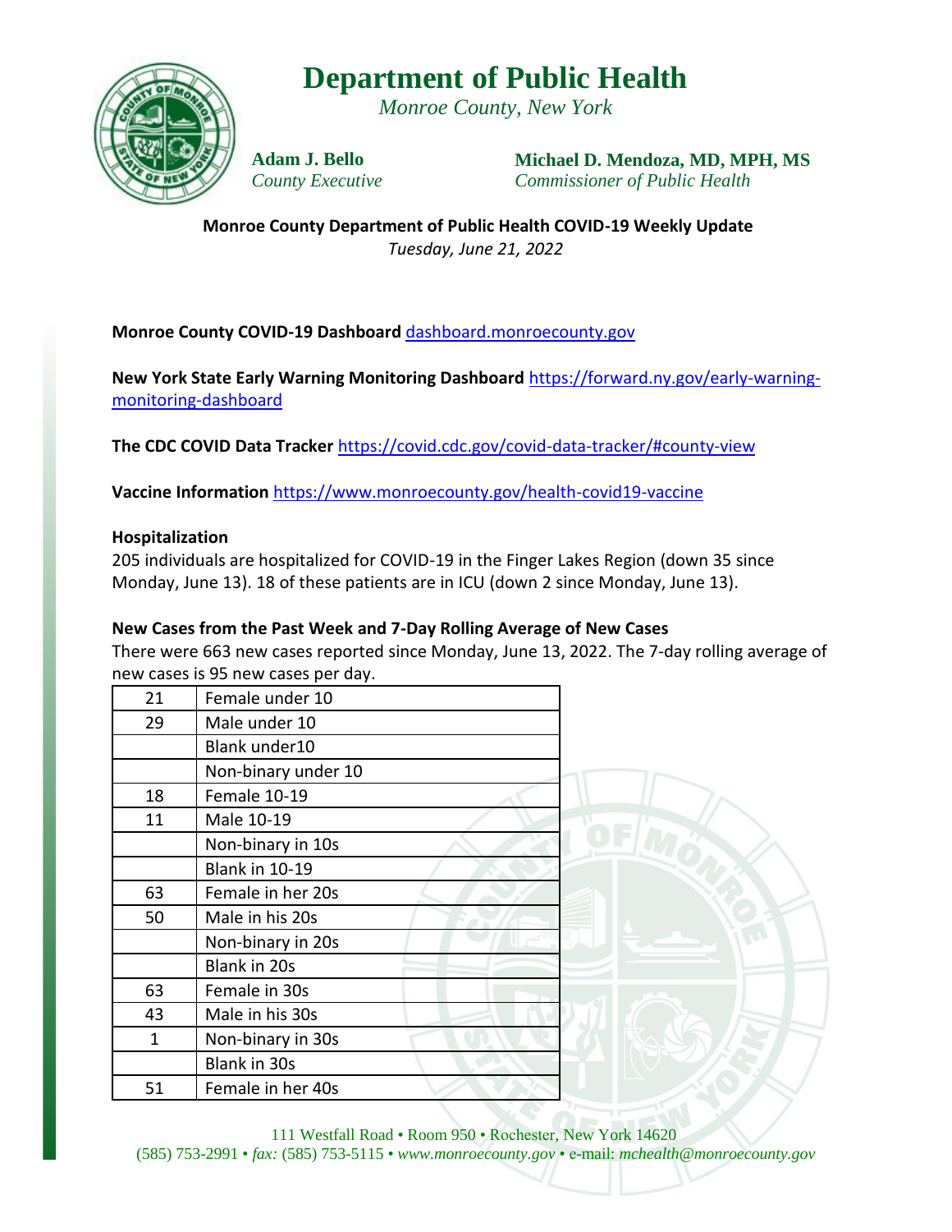# Department of Public Health

*Monroe County, New York*

**Adam J. Bello**
*County Executive*

**Michael D. Mendoza, MD, MPH, MS**
*Commissioner of Public Health*

**Monroe County Department of Public Health COVID-19 Weekly Update**

*Tuesday, June 21, 2022*

**Monroe County COVID-19 Dashboard** dashboard.monroecounty.gov

**New York State Early Warning Monitoring Dashboard** https://forward.ny.gov/early-warning-monitoring-dashboard

**The CDC COVID Data Tracker** https://covid.cdc.gov/covid-data-tracker/#county-view

**Vaccine Information** https://www.monroecounty.gov/health-covid19-vaccine

**Hospitalization**

205 individuals are hospitalized for COVID-19 in the Finger Lakes Region (down 35 since Monday, June 13). 18 of these patients are in ICU (down 2 since Monday, June 13).

**New Cases from the Past Week and 7-Day Rolling Average of New Cases**

There were 663 new cases reported since Monday, June 13, 2022. The 7-day rolling average of new cases is 95 new cases per day.

| | |
|---|---|
| 21 | Female under 10 |
| 29 | Male under 10 |
| | Blank under10 |
| | Non-binary under 10 |
| 18 | Female 10-19 |
| 11 | Male 10-19 |
| | Non-binary in 10s |
| | Blank in 10-19 |
| 63 | Female in her 20s |
| 50 | Male in his 20s |
| | Non-binary in 20s |
| | Blank in 20s |
| 63 | Female in 30s |
| 43 | Male in his 30s |
| 1 | Non-binary in 30s |
| | Blank in 30s |
| 51 | Female in her 40s |

111 Westfall Road • Room 950 • Rochester, New York 14620
(585) 753-2991 • *fax:* (585) 753-5115 • *www.monroecounty.gov* • e-mail: *mchealth@monroecounty.gov*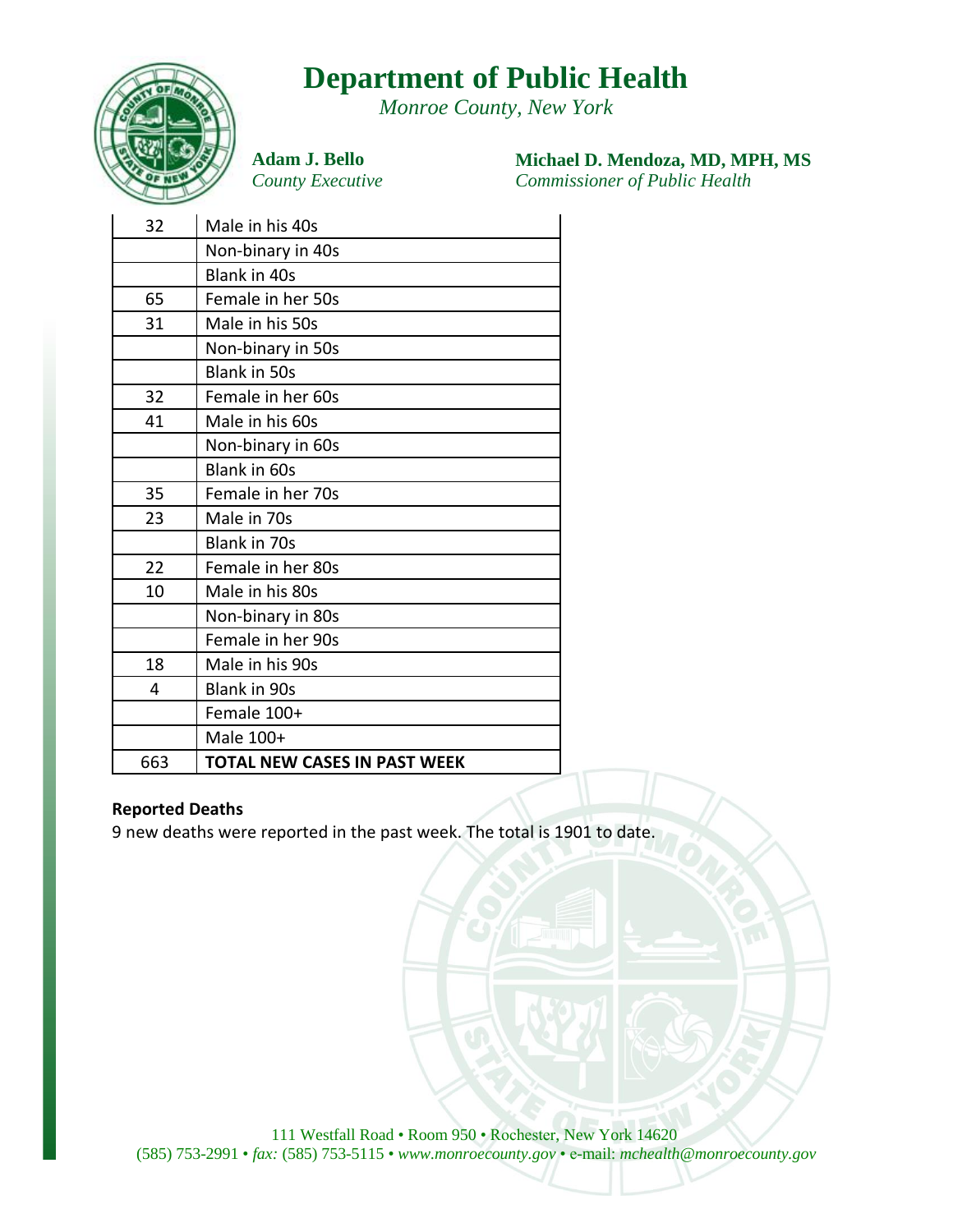| | |
|---|---|
| 32 | Male in his 40s |
| | Non-binary in 40s |
| | Blank in 40s |
| 65 | Female in her 50s |
| 31 | Male in his 50s |
| | Non-binary in 50s |
| | Blank in 50s |
| 32 | Female in her 60s |
| 41 | Male in his 60s |
| | Non-binary in 60s |
| | Blank in 60s |
| 35 | Female in her 70s |
| 23 | Male in 70s |
| | Blank in 70s |
| 22 | Female in her 80s |
| 10 | Male in his 80s |
| | Non-binary in 80s |
| | Female in her 90s |
| 18 | Male in his 90s |
| 4 | Blank in 90s |
| | Female 100+ |
| | Male 100+ |
| 663 | **TOTAL NEW CASES IN PAST WEEK** |

**Reported Deaths**

9 new deaths were reported in the past week. The total is 1901 to date.